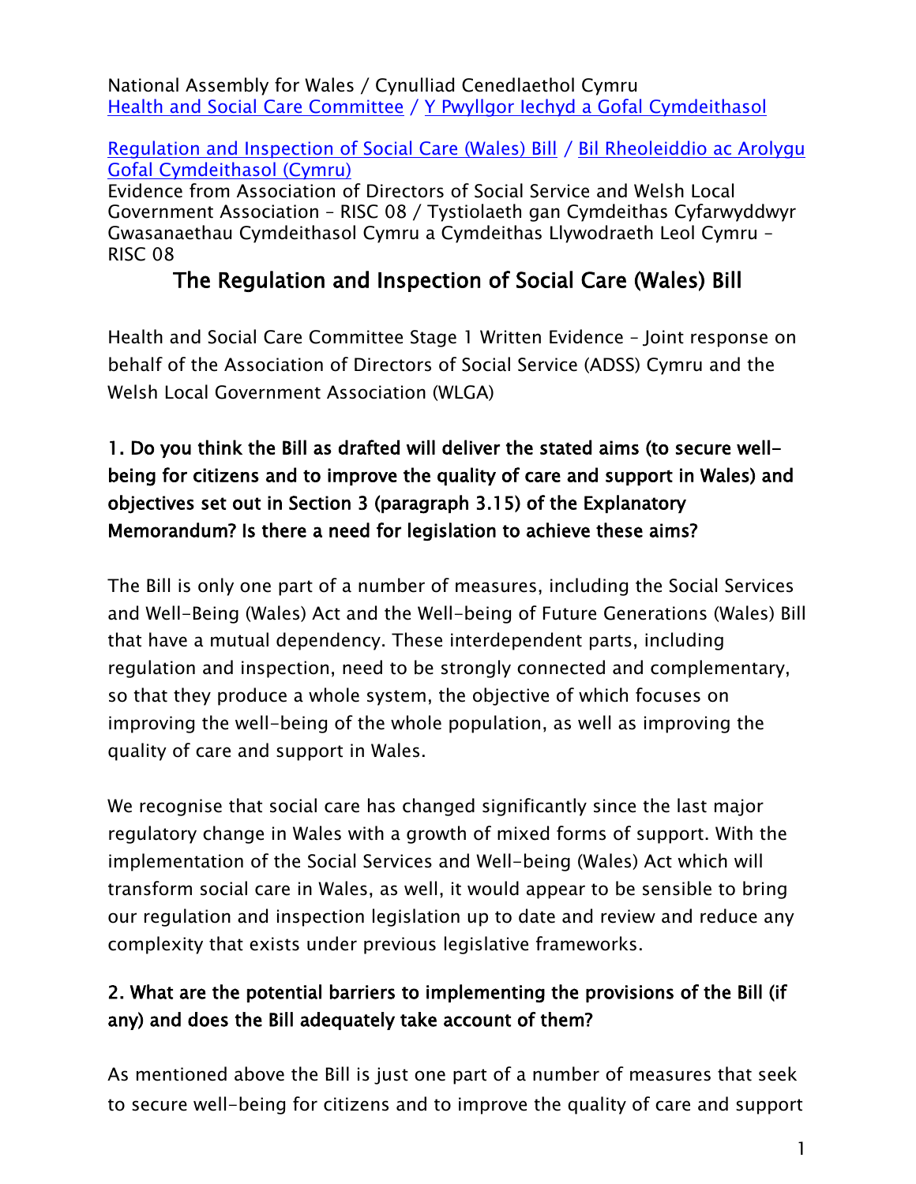National Assembly for Wales / Cynulliad Cenedlaethol Cymru
Health and Social Care Committee / Y Pwyllgor Iechyd a Gofal Cymdeithasol

Regulation and Inspection of Social Care (Wales) Bill / Bil Rheoleiddio ac Arolygu Gofal Cymdeithasol (Cymru)
Evidence from Association of Directors of Social Service and Welsh Local Government Association – RISC 08 / Tystiolaeth gan Cymdeithas Cyfarwyddwyr Gwasanaethau Cymdeithasol Cymru a Cymdeithas Llywodraeth Leol Cymru – RISC 08

# The Regulation and Inspection of Social Care (Wales) Bill

Health and Social Care Committee Stage 1 Written Evidence – Joint response on behalf of the Association of Directors of Social Service (ADSS) Cymru and the Welsh Local Government Association (WLGA)

## 1. Do you think the Bill as drafted will deliver the stated aims (to secure well-being for citizens and to improve the quality of care and support in Wales) and objectives set out in Section 3 (paragraph 3.15) of the Explanatory Memorandum? Is there a need for legislation to achieve these aims?

The Bill is only one part of a number of measures, including the Social Services and Well-Being (Wales) Act and the Well-being of Future Generations (Wales) Bill that have a mutual dependency. These interdependent parts, including regulation and inspection, need to be strongly connected and complementary, so that they produce a whole system, the objective of which focuses on improving the well-being of the whole population, as well as improving the quality of care and support in Wales.

We recognise that social care has changed significantly since the last major regulatory change in Wales with a growth of mixed forms of support. With the implementation of the Social Services and Well-being (Wales) Act which will transform social care in Wales, as well, it would appear to be sensible to bring our regulation and inspection legislation up to date and review and reduce any complexity that exists under previous legislative frameworks.

## 2. What are the potential barriers to implementing the provisions of the Bill (if any) and does the Bill adequately take account of them?

As mentioned above the Bill is just one part of a number of measures that seek to secure well-being for citizens and to improve the quality of care and support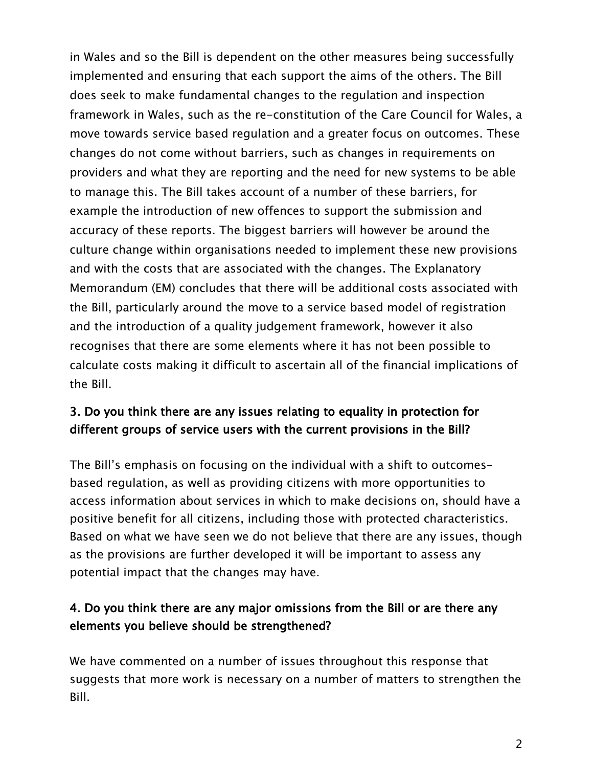in Wales and so the Bill is dependent on the other measures being successfully implemented and ensuring that each support the aims of the others. The Bill does seek to make fundamental changes to the regulation and inspection framework in Wales, such as the re-constitution of the Care Council for Wales, a move towards service based regulation and a greater focus on outcomes. These changes do not come without barriers, such as changes in requirements on providers and what they are reporting and the need for new systems to be able to manage this. The Bill takes account of a number of these barriers, for example the introduction of new offences to support the submission and accuracy of these reports. The biggest barriers will however be around the culture change within organisations needed to implement these new provisions and with the costs that are associated with the changes. The Explanatory Memorandum (EM) concludes that there will be additional costs associated with the Bill, particularly around the move to a service based model of registration and the introduction of a quality judgement framework, however it also recognises that there are some elements where it has not been possible to calculate costs making it difficult to ascertain all of the financial implications of the Bill.

**3. Do you think there are any issues relating to equality in protection for different groups of service users with the current provisions in the Bill?**

The Bill's emphasis on focusing on the individual with a shift to outcomes-based regulation, as well as providing citizens with more opportunities to access information about services in which to make decisions on, should have a positive benefit for all citizens, including those with protected characteristics. Based on what we have seen we do not believe that there are any issues, though as the provisions are further developed it will be important to assess any potential impact that the changes may have.

**4. Do you think there are any major omissions from the Bill or are there any elements you believe should be strengthened?**

We have commented on a number of issues throughout this response that suggests that more work is necessary on a number of matters to strengthen the Bill.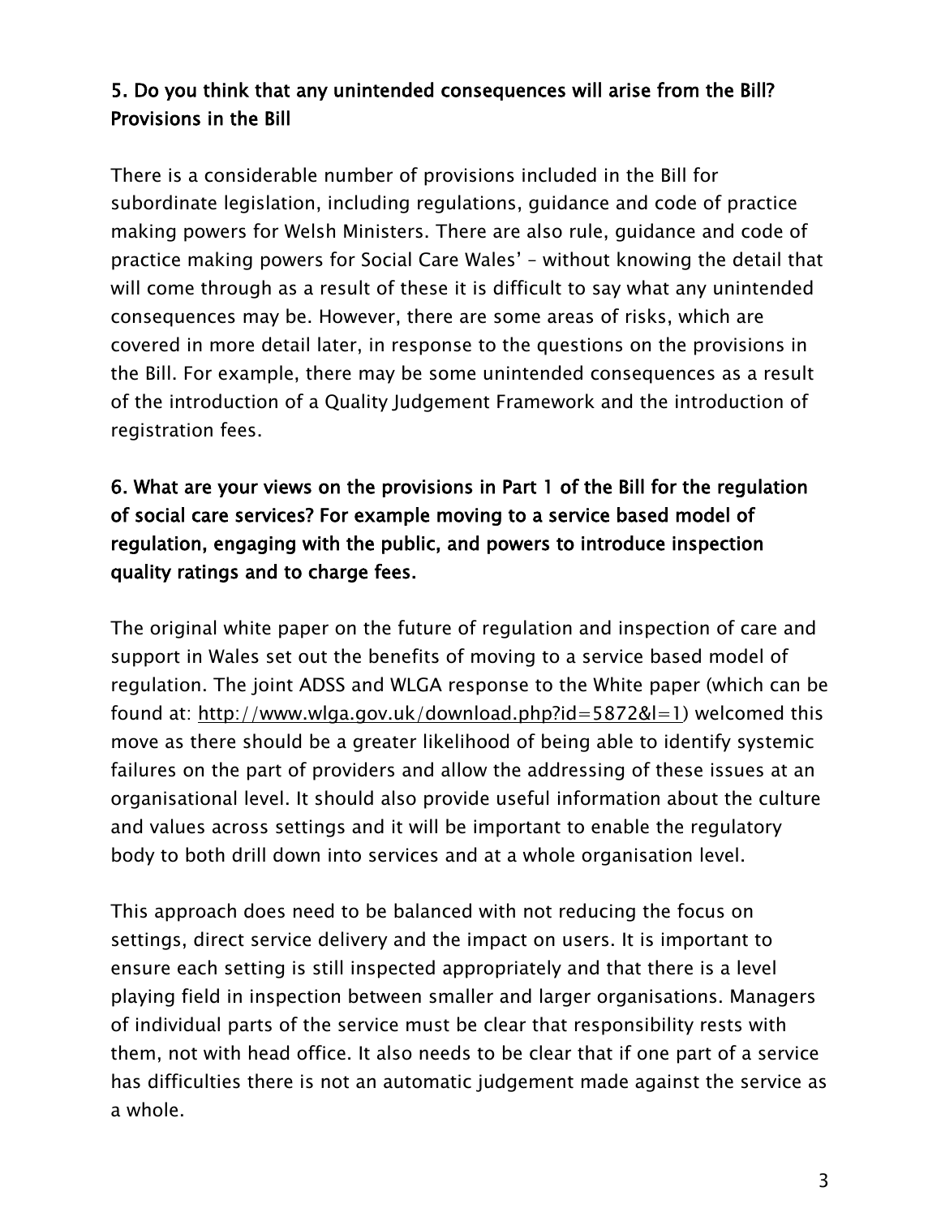**5. Do you think that any unintended consequences will arise from the Bill? Provisions in the Bill**

There is a considerable number of provisions included in the Bill for subordinate legislation, including regulations, guidance and code of practice making powers for Welsh Ministers. There are also rule, guidance and code of practice making powers for Social Care Wales' – without knowing the detail that will come through as a result of these it is difficult to say what any unintended consequences may be. However, there are some areas of risks, which are covered in more detail later, in response to the questions on the provisions in the Bill. For example, there may be some unintended consequences as a result of the introduction of a Quality Judgement Framework and the introduction of registration fees.

**6. What are your views on the provisions in Part 1 of the Bill for the regulation of social care services? For example moving to a service based model of regulation, engaging with the public, and powers to introduce inspection quality ratings and to charge fees.**

The original white paper on the future of regulation and inspection of care and support in Wales set out the benefits of moving to a service based model of regulation. The joint ADSS and WLGA response to the White paper (which can be found at: [http://www.wlga.gov.uk/download.php?id=5872&l=1](http://www.wlga.gov.uk/download.php?id=5872&l=1)) welcomed this move as there should be a greater likelihood of being able to identify systemic failures on the part of providers and allow the addressing of these issues at an organisational level. It should also provide useful information about the culture and values across settings and it will be important to enable the regulatory body to both drill down into services and at a whole organisation level.

This approach does need to be balanced with not reducing the focus on settings, direct service delivery and the impact on users. It is important to ensure each setting is still inspected appropriately and that there is a level playing field in inspection between smaller and larger organisations. Managers of individual parts of the service must be clear that responsibility rests with them, not with head office. It also needs to be clear that if one part of a service has difficulties there is not an automatic judgement made against the service as a whole.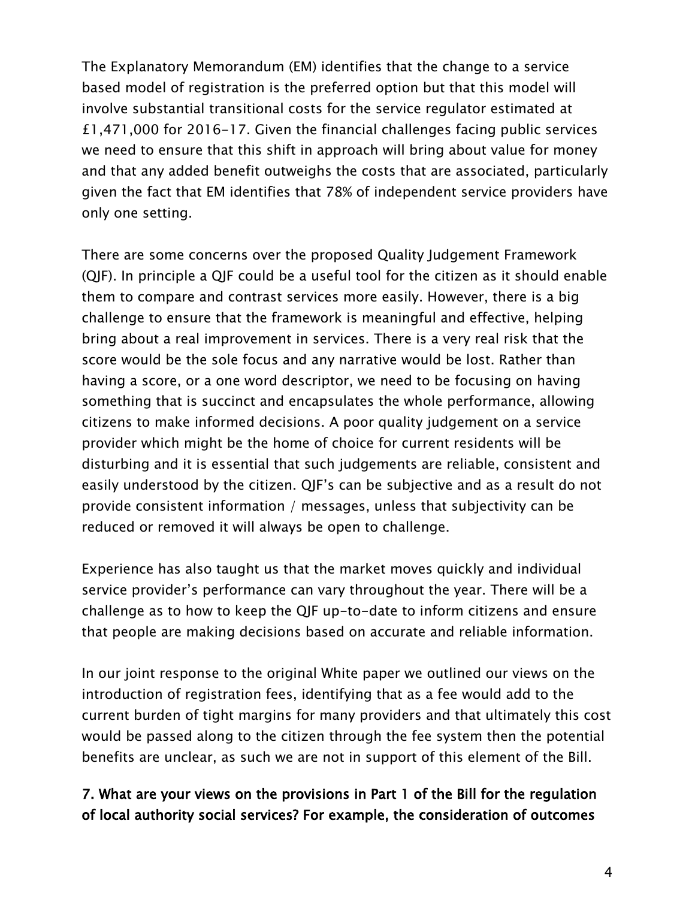The Explanatory Memorandum (EM) identifies that the change to a service based model of registration is the preferred option but that this model will involve substantial transitional costs for the service regulator estimated at £1,471,000 for 2016-17. Given the financial challenges facing public services we need to ensure that this shift in approach will bring about value for money and that any added benefit outweighs the costs that are associated, particularly given the fact that EM identifies that 78% of independent service providers have only one setting.

There are some concerns over the proposed Quality Judgement Framework (QJF). In principle a QJF could be a useful tool for the citizen as it should enable them to compare and contrast services more easily. However, there is a big challenge to ensure that the framework is meaningful and effective, helping bring about a real improvement in services. There is a very real risk that the score would be the sole focus and any narrative would be lost. Rather than having a score, or a one word descriptor, we need to be focusing on having something that is succinct and encapsulates the whole performance, allowing citizens to make informed decisions. A poor quality judgement on a service provider which might be the home of choice for current residents will be disturbing and it is essential that such judgements are reliable, consistent and easily understood by the citizen. QJF's can be subjective and as a result do not provide consistent information / messages, unless that subjectivity can be reduced or removed it will always be open to challenge.

Experience has also taught us that the market moves quickly and individual service provider's performance can vary throughout the year. There will be a challenge as to how to keep the QJF up-to-date to inform citizens and ensure that people are making decisions based on accurate and reliable information.

In our joint response to the original White paper we outlined our views on the introduction of registration fees, identifying that as a fee would add to the current burden of tight margins for many providers and that ultimately this cost would be passed along to the citizen through the fee system then the potential benefits are unclear, as such we are not in support of this element of the Bill.

**7. What are your views on the provisions in Part 1 of the Bill for the regulation of local authority social services? For example, the consideration of outcomes**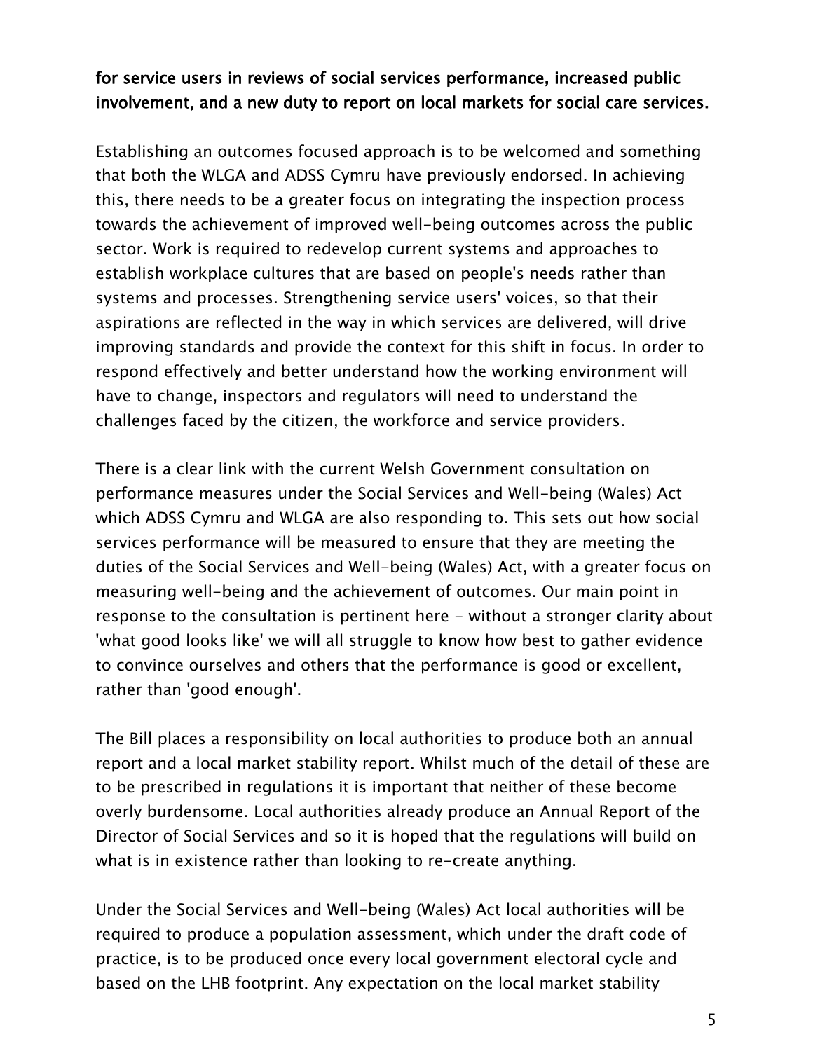**for service users in reviews of social services performance, increased public involvement, and a new duty to report on local markets for social care services.**

Establishing an outcomes focused approach is to be welcomed and something that both the WLGA and ADSS Cymru have previously endorsed. In achieving this, there needs to be a greater focus on integrating the inspection process towards the achievement of improved well-being outcomes across the public sector. Work is required to redevelop current systems and approaches to establish workplace cultures that are based on people's needs rather than systems and processes. Strengthening service users' voices, so that their aspirations are reflected in the way in which services are delivered, will drive improving standards and provide the context for this shift in focus. In order to respond effectively and better understand how the working environment will have to change, inspectors and regulators will need to understand the challenges faced by the citizen, the workforce and service providers.

There is a clear link with the current Welsh Government consultation on performance measures under the Social Services and Well-being (Wales) Act which ADSS Cymru and WLGA are also responding to. This sets out how social services performance will be measured to ensure that they are meeting the duties of the Social Services and Well-being (Wales) Act, with a greater focus on measuring well-being and the achievement of outcomes. Our main point in response to the consultation is pertinent here - without a stronger clarity about 'what good looks like' we will all struggle to know how best to gather evidence to convince ourselves and others that the performance is good or excellent, rather than 'good enough'.

The Bill places a responsibility on local authorities to produce both an annual report and a local market stability report. Whilst much of the detail of these are to be prescribed in regulations it is important that neither of these become overly burdensome. Local authorities already produce an Annual Report of the Director of Social Services and so it is hoped that the regulations will build on what is in existence rather than looking to re-create anything.

Under the Social Services and Well-being (Wales) Act local authorities will be required to produce a population assessment, which under the draft code of practice, is to be produced once every local government electoral cycle and based on the LHB footprint. Any expectation on the local market stability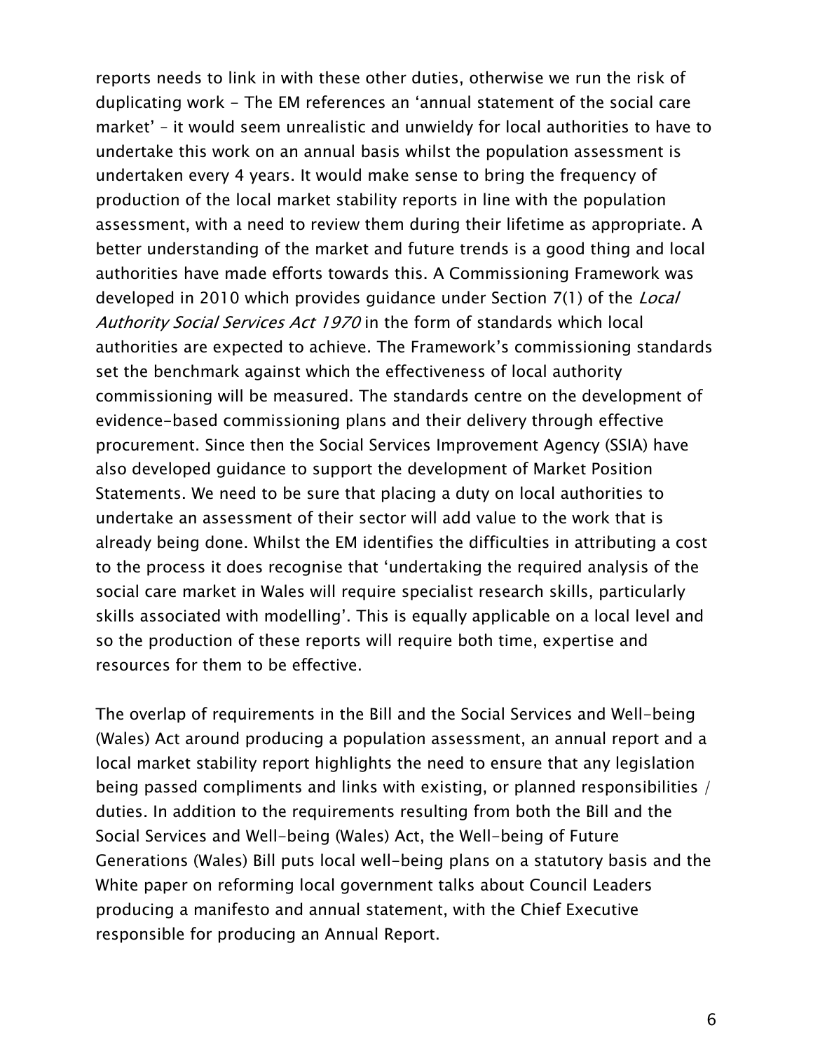reports needs to link in with these other duties, otherwise we run the risk of duplicating work - The EM references an 'annual statement of the social care market' – it would seem unrealistic and unwieldy for local authorities to have to undertake this work on an annual basis whilst the population assessment is undertaken every 4 years. It would make sense to bring the frequency of production of the local market stability reports in line with the population assessment, with a need to review them during their lifetime as appropriate. A better understanding of the market and future trends is a good thing and local authorities have made efforts towards this. A Commissioning Framework was developed in 2010 which provides guidance under Section 7(1) of the *Local Authority Social Services Act 1970* in the form of standards which local authorities are expected to achieve. The Framework's commissioning standards set the benchmark against which the effectiveness of local authority commissioning will be measured. The standards centre on the development of evidence-based commissioning plans and their delivery through effective procurement. Since then the Social Services Improvement Agency (SSIA) have also developed guidance to support the development of Market Position Statements. We need to be sure that placing a duty on local authorities to undertake an assessment of their sector will add value to the work that is already being done. Whilst the EM identifies the difficulties in attributing a cost to the process it does recognise that 'undertaking the required analysis of the social care market in Wales will require specialist research skills, particularly skills associated with modelling'. This is equally applicable on a local level and so the production of these reports will require both time, expertise and resources for them to be effective.

The overlap of requirements in the Bill and the Social Services and Well-being (Wales) Act around producing a population assessment, an annual report and a local market stability report highlights the need to ensure that any legislation being passed compliments and links with existing, or planned responsibilities / duties. In addition to the requirements resulting from both the Bill and the Social Services and Well-being (Wales) Act, the Well-being of Future Generations (Wales) Bill puts local well-being plans on a statutory basis and the White paper on reforming local government talks about Council Leaders producing a manifesto and annual statement, with the Chief Executive responsible for producing an Annual Report.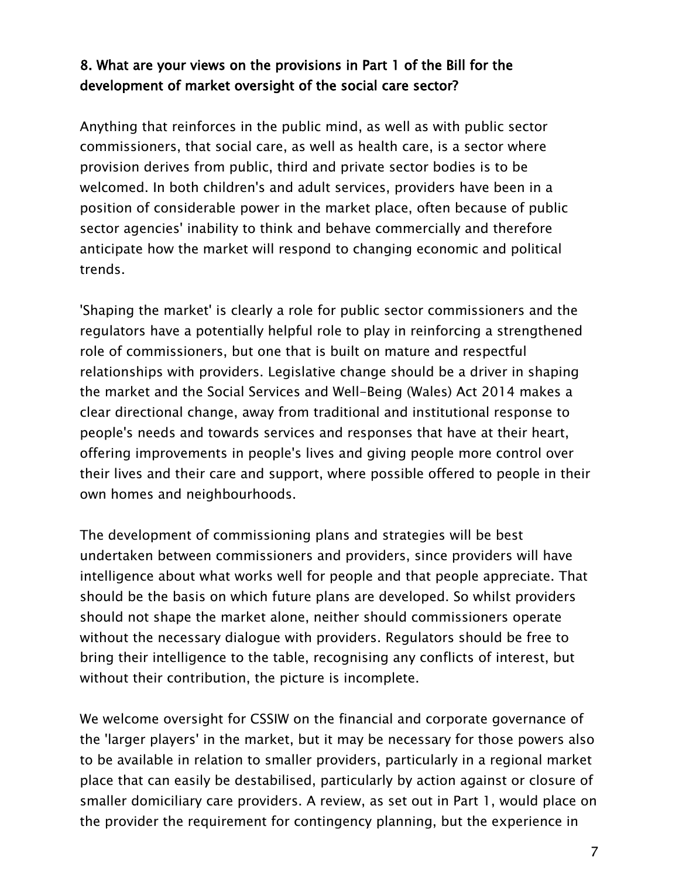**8. What are your views on the provisions in Part 1 of the Bill for the development of market oversight of the social care sector?**

Anything that reinforces in the public mind, as well as with public sector commissioners, that social care, as well as health care, is a sector where provision derives from public, third and private sector bodies is to be welcomed. In both children's and adult services, providers have been in a position of considerable power in the market place, often because of public sector agencies' inability to think and behave commercially and therefore anticipate how the market will respond to changing economic and political trends.

'Shaping the market' is clearly a role for public sector commissioners and the regulators have a potentially helpful role to play in reinforcing a strengthened role of commissioners, but one that is built on mature and respectful relationships with providers. Legislative change should be a driver in shaping the market and the Social Services and Well-Being (Wales) Act 2014 makes a clear directional change, away from traditional and institutional response to people's needs and towards services and responses that have at their heart, offering improvements in people's lives and giving people more control over their lives and their care and support, where possible offered to people in their own homes and neighbourhoods.

The development of commissioning plans and strategies will be best undertaken between commissioners and providers, since providers will have intelligence about what works well for people and that people appreciate. That should be the basis on which future plans are developed. So whilst providers should not shape the market alone, neither should commissioners operate without the necessary dialogue with providers. Regulators should be free to bring their intelligence to the table, recognising any conflicts of interest, but without their contribution, the picture is incomplete.

We welcome oversight for CSSIW on the financial and corporate governance of the 'larger players' in the market, but it may be necessary for those powers also to be available in relation to smaller providers, particularly in a regional market place that can easily be destabilised, particularly by action against or closure of smaller domiciliary care providers. A review, as set out in Part 1, would place on the provider the requirement for contingency planning, but the experience in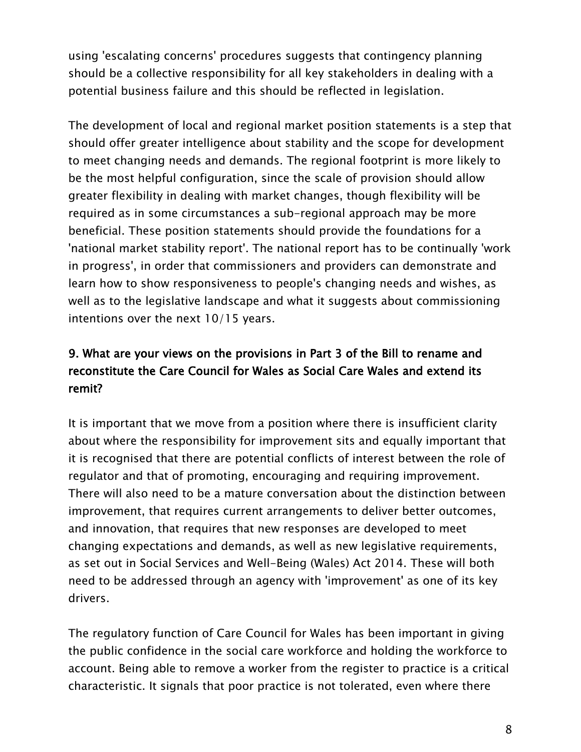using 'escalating concerns' procedures suggests that contingency planning should be a collective responsibility for all key stakeholders in dealing with a potential business failure and this should be reflected in legislation.

The development of local and regional market position statements is a step that should offer greater intelligence about stability and the scope for development to meet changing needs and demands. The regional footprint is more likely to be the most helpful configuration, since the scale of provision should allow greater flexibility in dealing with market changes, though flexibility will be required as in some circumstances a sub-regional approach may be more beneficial. These position statements should provide the foundations for a 'national market stability report'. The national report has to be continually 'work in progress', in order that commissioners and providers can demonstrate and learn how to show responsiveness to people's changing needs and wishes, as well as to the legislative landscape and what it suggests about commissioning intentions over the next 10/15 years.

**9. What are your views on the provisions in Part 3 of the Bill to rename and reconstitute the Care Council for Wales as Social Care Wales and extend its remit?**

It is important that we move from a position where there is insufficient clarity about where the responsibility for improvement sits and equally important that it is recognised that there are potential conflicts of interest between the role of regulator and that of promoting, encouraging and requiring improvement. There will also need to be a mature conversation about the distinction between improvement, that requires current arrangements to deliver better outcomes, and innovation, that requires that new responses are developed to meet changing expectations and demands, as well as new legislative requirements, as set out in Social Services and Well-Being (Wales) Act 2014. These will both need to be addressed through an agency with 'improvement' as one of its key drivers.

The regulatory function of Care Council for Wales has been important in giving the public confidence in the social care workforce and holding the workforce to account. Being able to remove a worker from the register to practice is a critical characteristic. It signals that poor practice is not tolerated, even where there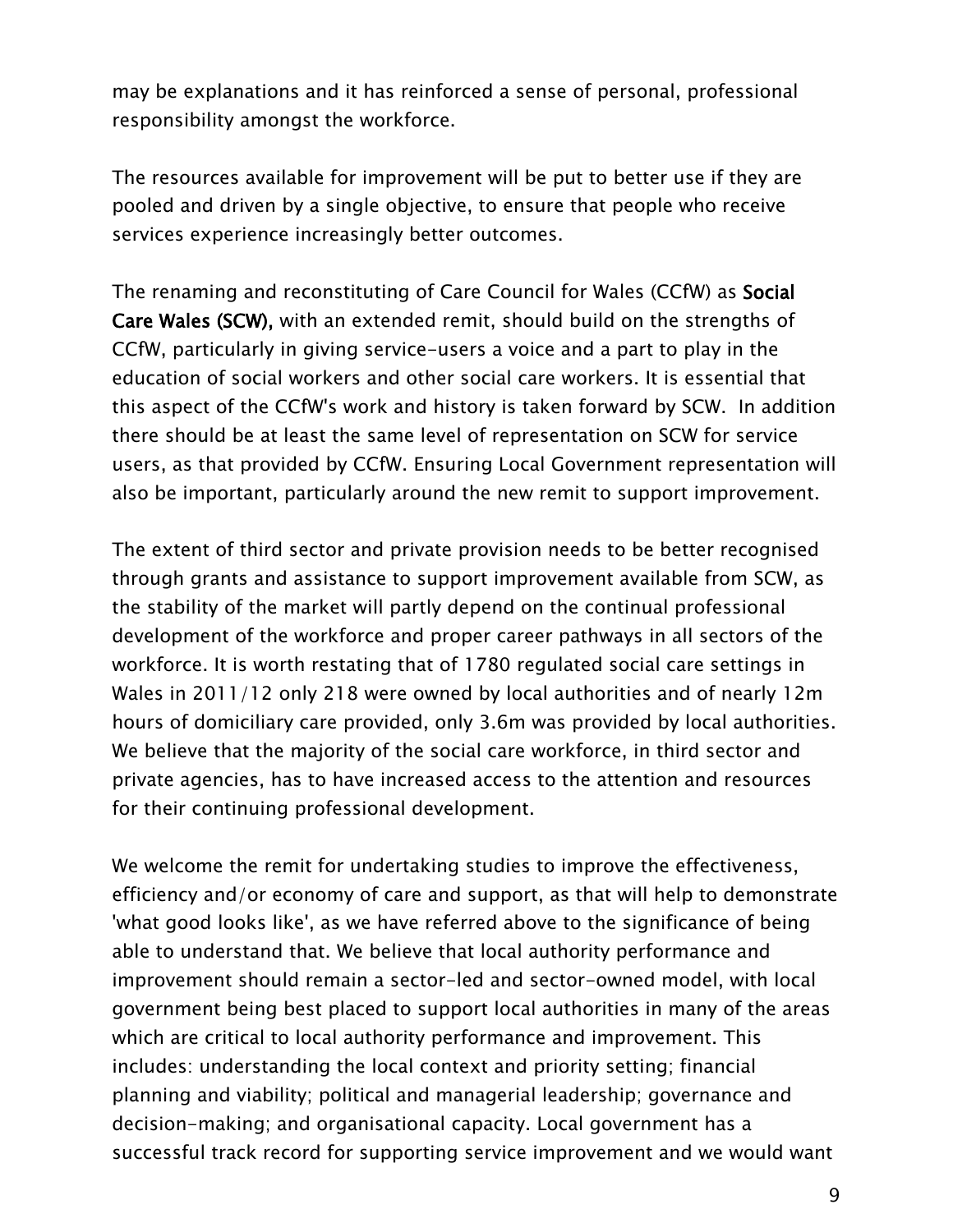may be explanations and it has reinforced a sense of personal, professional responsibility amongst the workforce.

The resources available for improvement will be put to better use if they are pooled and driven by a single objective, to ensure that people who receive services experience increasingly better outcomes.

The renaming and reconstituting of Care Council for Wales (CCfW) as **Social Care Wales (SCW),** with an extended remit, should build on the strengths of CCfW, particularly in giving service-users a voice and a part to play in the education of social workers and other social care workers. It is essential that this aspect of the CCfW's work and history is taken forward by SCW. In addition there should be at least the same level of representation on SCW for service users, as that provided by CCfW. Ensuring Local Government representation will also be important, particularly around the new remit to support improvement.

The extent of third sector and private provision needs to be better recognised through grants and assistance to support improvement available from SCW, as the stability of the market will partly depend on the continual professional development of the workforce and proper career pathways in all sectors of the workforce. It is worth restating that of 1780 regulated social care settings in Wales in 2011/12 only 218 were owned by local authorities and of nearly 12m hours of domiciliary care provided, only 3.6m was provided by local authorities. We believe that the majority of the social care workforce, in third sector and private agencies, has to have increased access to the attention and resources for their continuing professional development.

We welcome the remit for undertaking studies to improve the effectiveness, efficiency and/or economy of care and support, as that will help to demonstrate 'what good looks like', as we have referred above to the significance of being able to understand that. We believe that local authority performance and improvement should remain a sector-led and sector-owned model, with local government being best placed to support local authorities in many of the areas which are critical to local authority performance and improvement. This includes: understanding the local context and priority setting; financial planning and viability; political and managerial leadership; governance and decision-making; and organisational capacity. Local government has a successful track record for supporting service improvement and we would want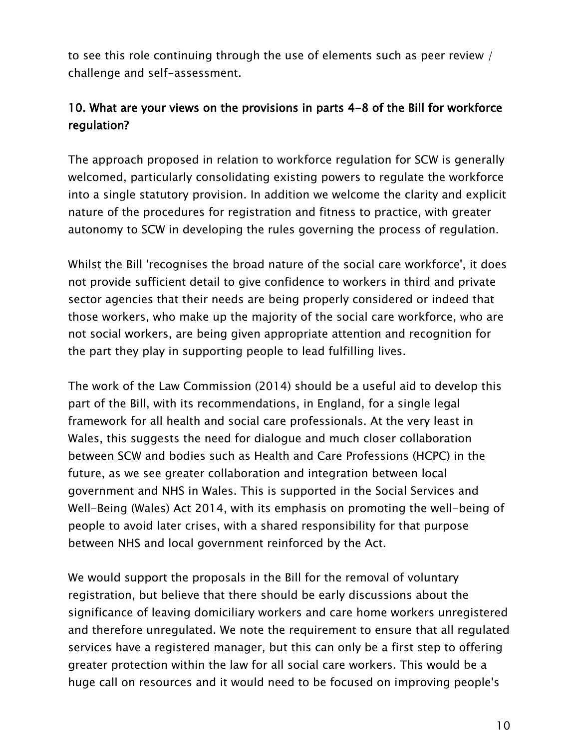to see this role continuing through the use of elements such as peer review / challenge and self-assessment.

## 10. What are your views on the provisions in parts 4-8 of the Bill for workforce regulation?

The approach proposed in relation to workforce regulation for SCW is generally welcomed, particularly consolidating existing powers to regulate the workforce into a single statutory provision. In addition we welcome the clarity and explicit nature of the procedures for registration and fitness to practice, with greater autonomy to SCW in developing the rules governing the process of regulation.

Whilst the Bill 'recognises the broad nature of the social care workforce', it does not provide sufficient detail to give confidence to workers in third and private sector agencies that their needs are being properly considered or indeed that those workers, who make up the majority of the social care workforce, who are not social workers, are being given appropriate attention and recognition for the part they play in supporting people to lead fulfilling lives.

The work of the Law Commission (2014) should be a useful aid to develop this part of the Bill, with its recommendations, in England, for a single legal framework for all health and social care professionals. At the very least in Wales, this suggests the need for dialogue and much closer collaboration between SCW and bodies such as Health and Care Professions (HCPC) in the future, as we see greater collaboration and integration between local government and NHS in Wales. This is supported in the Social Services and Well-Being (Wales) Act 2014, with its emphasis on promoting the well-being of people to avoid later crises, with a shared responsibility for that purpose between NHS and local government reinforced by the Act.

We would support the proposals in the Bill for the removal of voluntary registration, but believe that there should be early discussions about the significance of leaving domiciliary workers and care home workers unregistered and therefore unregulated. We note the requirement to ensure that all regulated services have a registered manager, but this can only be a first step to offering greater protection within the law for all social care workers. This would be a huge call on resources and it would need to be focused on improving people's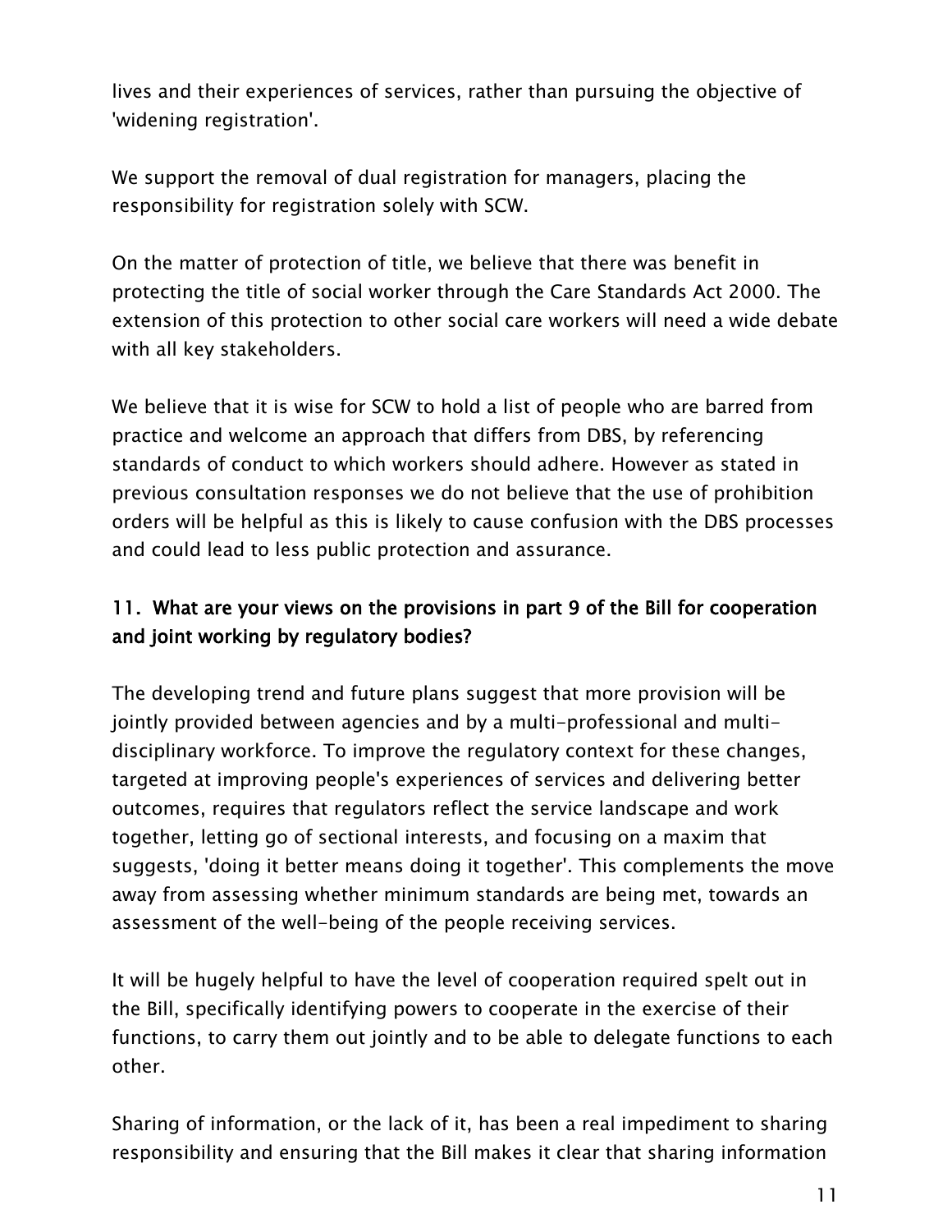lives and their experiences of services, rather than pursuing the objective of 'widening registration'.

We support the removal of dual registration for managers, placing the responsibility for registration solely with SCW.

On the matter of protection of title, we believe that there was benefit in protecting the title of social worker through the Care Standards Act 2000. The extension of this protection to other social care workers will need a wide debate with all key stakeholders.

We believe that it is wise for SCW to hold a list of people who are barred from practice and welcome an approach that differs from DBS, by referencing standards of conduct to which workers should adhere. However as stated in previous consultation responses we do not believe that the use of prohibition orders will be helpful as this is likely to cause confusion with the DBS processes and could lead to less public protection and assurance.

### 11. What are your views on the provisions in part 9 of the Bill for cooperation and joint working by regulatory bodies?

The developing trend and future plans suggest that more provision will be jointly provided between agencies and by a multi-professional and multi-disciplinary workforce. To improve the regulatory context for these changes, targeted at improving people's experiences of services and delivering better outcomes, requires that regulators reflect the service landscape and work together, letting go of sectional interests, and focusing on a maxim that suggests, 'doing it better means doing it together'. This complements the move away from assessing whether minimum standards are being met, towards an assessment of the well-being of the people receiving services.

It will be hugely helpful to have the level of cooperation required spelt out in the Bill, specifically identifying powers to cooperate in the exercise of their functions, to carry them out jointly and to be able to delegate functions to each other.

Sharing of information, or the lack of it, has been a real impediment to sharing responsibility and ensuring that the Bill makes it clear that sharing information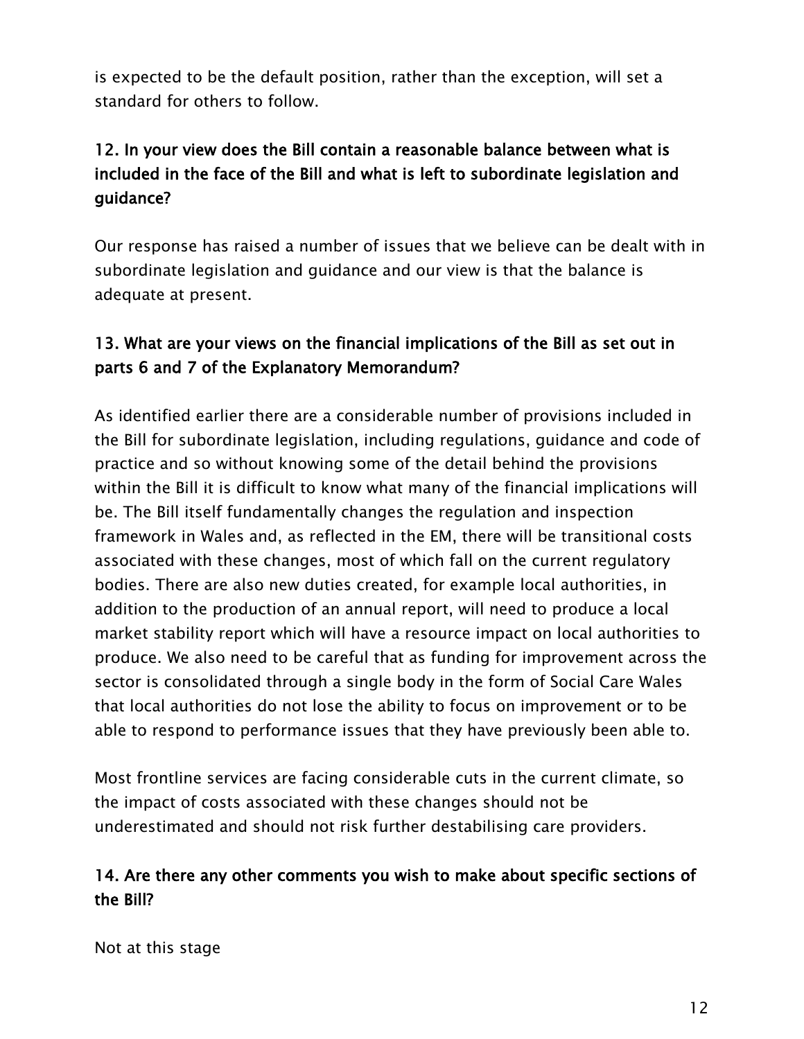is expected to be the default position, rather than the exception, will set a standard for others to follow.

**12. In your view does the Bill contain a reasonable balance between what is included in the face of the Bill and what is left to subordinate legislation and guidance?**

Our response has raised a number of issues that we believe can be dealt with in subordinate legislation and guidance and our view is that the balance is adequate at present.

**13. What are your views on the financial implications of the Bill as set out in parts 6 and 7 of the Explanatory Memorandum?**

As identified earlier there are a considerable number of provisions included in the Bill for subordinate legislation, including regulations, guidance and code of practice and so without knowing some of the detail behind the provisions within the Bill it is difficult to know what many of the financial implications will be. The Bill itself fundamentally changes the regulation and inspection framework in Wales and, as reflected in the EM, there will be transitional costs associated with these changes, most of which fall on the current regulatory bodies. There are also new duties created, for example local authorities, in addition to the production of an annual report, will need to produce a local market stability report which will have a resource impact on local authorities to produce. We also need to be careful that as funding for improvement across the sector is consolidated through a single body in the form of Social Care Wales that local authorities do not lose the ability to focus on improvement or to be able to respond to performance issues that they have previously been able to.

Most frontline services are facing considerable cuts in the current climate, so the impact of costs associated with these changes should not be underestimated and should not risk further destabilising care providers.

**14. Are there any other comments you wish to make about specific sections of the Bill?**

Not at this stage